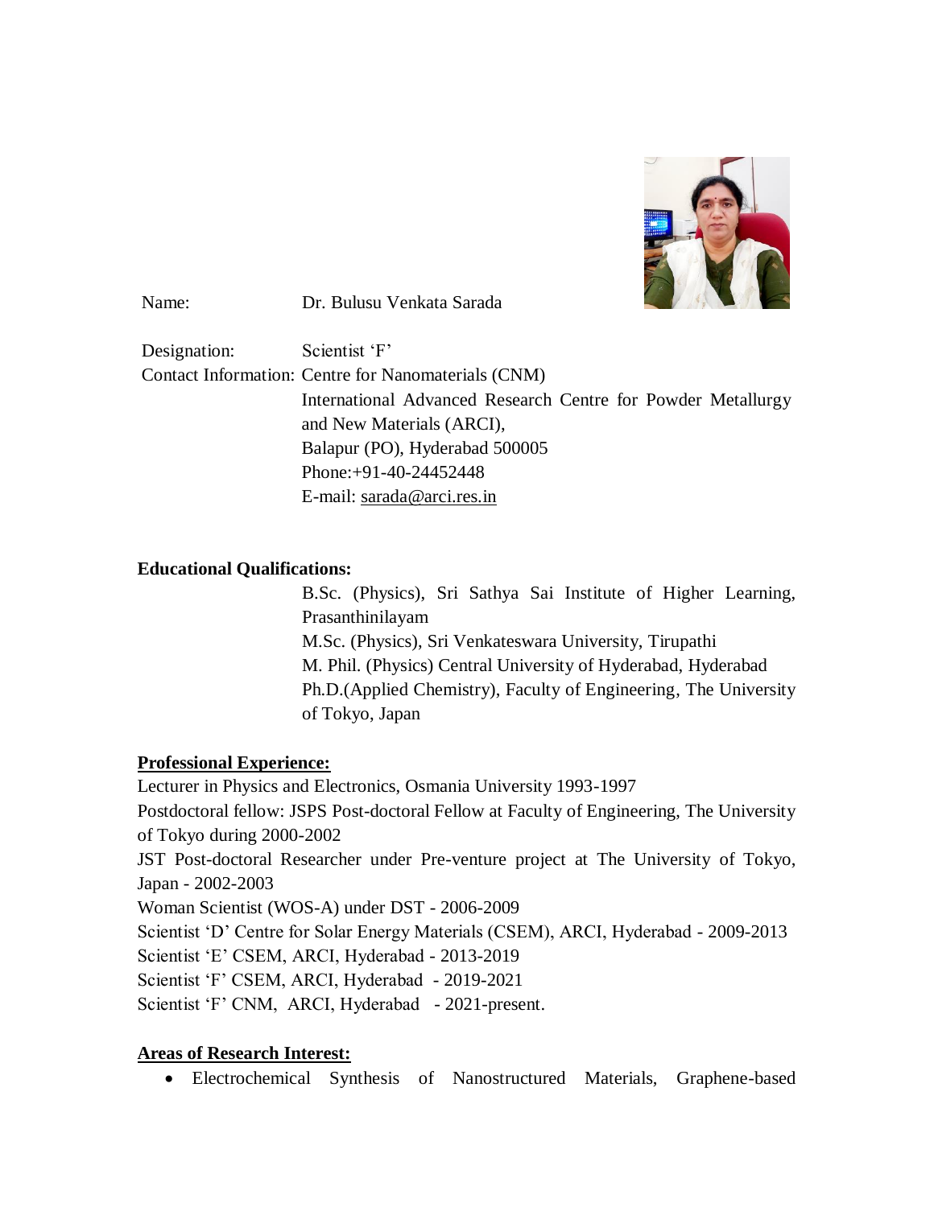Name: Dr. Bulusu Venkata Sarada

Designation: Scientist 'F'

Contact Information: Centre for Nanomaterials (CNM)
International Advanced Research Centre for Powder Metallurgy and New Materials (ARCI),
Balapur (PO), Hyderabad 500005
Phone:+91-40-24452448
E-mail: sarada@arci.res.in

**Educational Qualifications:**

B.Sc. (Physics), Sri Sathya Sai Institute of Higher Learning, Prasanthinilayam
M.Sc. (Physics), Sri Venkateswara University, Tirupathi
M. Phil. (Physics) Central University of Hyderabad, Hyderabad
Ph.D.(Applied Chemistry), Faculty of Engineering, The University of Tokyo, Japan

**Professional Experience:**

Lecturer in Physics and Electronics, Osmania University 1993-1997
Postdoctoral fellow: JSPS Post-doctoral Fellow at Faculty of Engineering, The University of Tokyo during 2000-2002
JST Post-doctoral Researcher under Pre-venture project at The University of Tokyo, Japan - 2002-2003
Woman Scientist (WOS-A) under DST - 2006-2009
Scientist 'D' Centre for Solar Energy Materials (CSEM), ARCI, Hyderabad - 2009-2013
Scientist 'E' CSEM, ARCI, Hyderabad - 2013-2019
Scientist 'F' CSEM, ARCI, Hyderabad - 2019-2021
Scientist 'F' CNM, ARCI, Hyderabad - 2021-present.

**Areas of Research Interest:**

- Electrochemical Synthesis of Nanostructured Materials, Graphene-based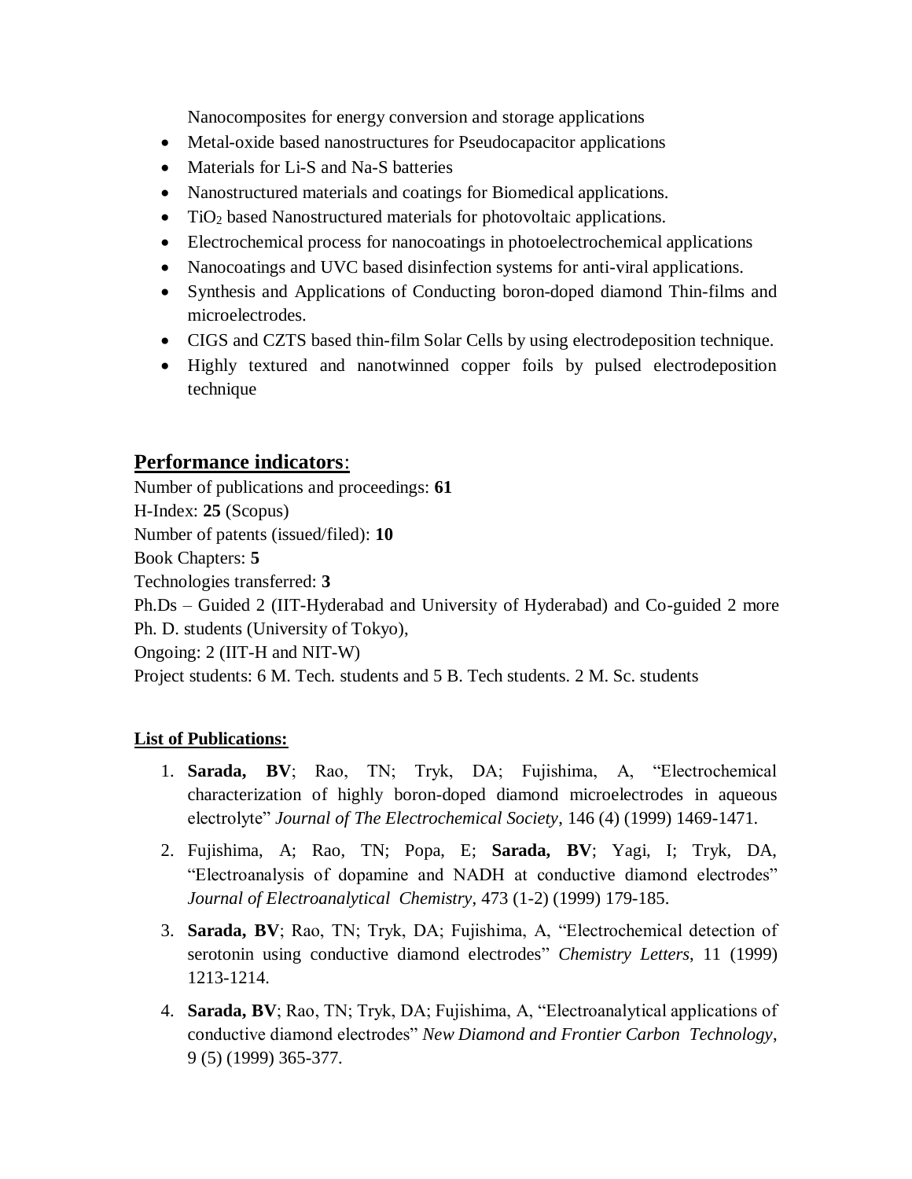Nanocomposites for energy conversion and storage applications

- Metal-oxide based nanostructures for Pseudocapacitor applications
- Materials for Li-S and Na-S batteries
- Nanostructured materials and coatings for Biomedical applications.
- $TiO_2$ based Nanostructured materials for photovoltaic applications.
- Electrochemical process for nanocoatings in photoelectrochemical applications
- Nanocoatings and UVC based disinfection systems for anti-viral applications.
- Synthesis and Applications of Conducting boron-doped diamond Thin-films and microelectrodes.
- CIGS and CZTS based thin-film Solar Cells by using electrodeposition technique.
- Highly textured and nanotwinned copper foils by pulsed electrodeposition technique

## Performance indicators:

Number of publications and proceedings: **61**

H-Index: **25** (Scopus)

Number of patents (issued/filed): **10**

Book Chapters: **5**

Technologies transferred: **3**

Ph.Ds – Guided 2 (IIT-Hyderabad and University of Hyderabad) and Co-guided 2 more Ph. D. students (University of Tokyo),

Ongoing: 2 (IIT-H and NIT-W)

Project students: 6 M. Tech. students and 5 B. Tech students. 2 M. Sc. students

### List of Publications:

1. **Sarada, BV**; Rao, TN; Tryk, DA; Fujishima, A, "Electrochemical characterization of highly boron-doped diamond microelectrodes in aqueous electrolyte" *Journal of The Electrochemical Society*, 146 (4) (1999) 1469-1471.
2. Fujishima, A; Rao, TN; Popa, E; **Sarada, BV**; Yagi, I; Tryk, DA, "Electroanalysis of dopamine and NADH at conductive diamond electrodes" *Journal of Electroanalytical Chemistry*, 473 (1-2) (1999) 179-185.
3. **Sarada, BV**; Rao, TN; Tryk, DA; Fujishima, A, "Electrochemical detection of serotonin using conductive diamond electrodes" *Chemistry Letters*, 11 (1999) 1213-1214.
4. **Sarada, BV**; Rao, TN; Tryk, DA; Fujishima, A, "Electroanalytical applications of conductive diamond electrodes" *New Diamond and Frontier Carbon Technology*, 9 (5) (1999) 365-377.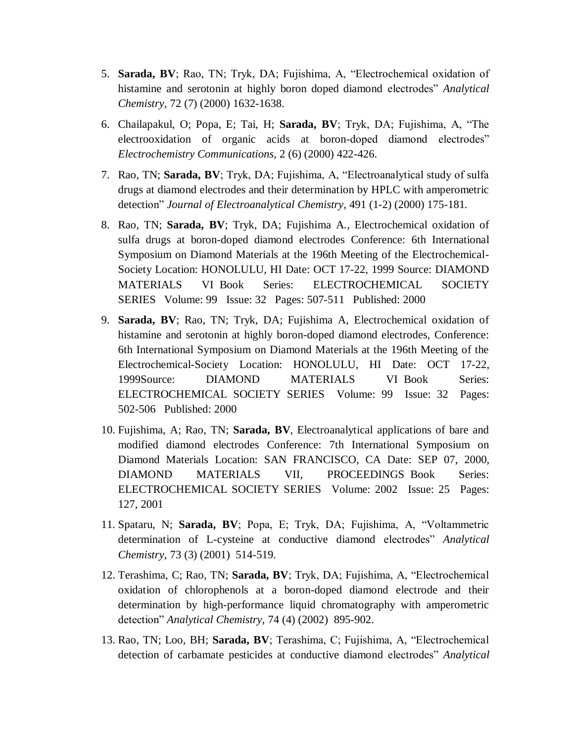5. **Sarada, BV**; Rao, TN; Tryk, DA; Fujishima, A, "Electrochemical oxidation of histamine and serotonin at highly boron doped diamond electrodes" *Analytical Chemistry*, 72 (7) (2000) 1632-1638.
6. Chailapakul, O; Popa, E; Tai, H; **Sarada, BV**; Tryk, DA; Fujishima, A, "The electrooxidation of organic acids at boron-doped diamond electrodes" *Electrochemistry Communications*, 2 (6) (2000) 422-426.
7. Rao, TN; **Sarada, BV**; Tryk, DA; Fujishima, A, "Electroanalytical study of sulfa drugs at diamond electrodes and their determination by HPLC with amperometric detection" *Journal of Electroanalytical Chemistry*, 491 (1-2) (2000) 175-181.
8. Rao, TN; **Sarada, BV**; Tryk, DA; Fujishima A., Electrochemical oxidation of sulfa drugs at boron-doped diamond electrodes Conference: 6th International Symposium on Diamond Materials at the 196th Meeting of the Electrochemical-Society Location: HONOLULU, HI Date: OCT 17-22, 1999 Source: DIAMOND MATERIALS VI Book Series: ELECTROCHEMICAL SOCIETY SERIES Volume: 99 Issue: 32 Pages: 507-511 Published: 2000
9. **Sarada, BV**; Rao, TN; Tryk, DA; Fujishima A, Electrochemical oxidation of histamine and serotonin at highly boron-doped diamond electrodes, Conference: 6th International Symposium on Diamond Materials at the 196th Meeting of the Electrochemical-Society Location: HONOLULU, HI Date: OCT 17-22, 1999Source: DIAMOND MATERIALS VI Book Series: ELECTROCHEMICAL SOCIETY SERIES Volume: 99 Issue: 32 Pages: 502-506 Published: 2000
10. Fujishima, A; Rao, TN; **Sarada, BV**, Electroanalytical applications of bare and modified diamond electrodes Conference: 7th International Symposium on Diamond Materials Location: SAN FRANCISCO, CA Date: SEP 07, 2000, DIAMOND MATERIALS VII, PROCEEDINGS Book Series: ELECTROCHEMICAL SOCIETY SERIES Volume: 2002 Issue: 25 Pages: 127, 2001
11. Spataru, N; **Sarada, BV**; Popa, E; Tryk, DA; Fujishima, A, "Voltammetric determination of L-cysteine at conductive diamond electrodes" *Analytical Chemistry*, 73 (3) (2001) 514-519.
12. Terashima, C; Rao, TN; **Sarada, BV**; Tryk, DA; Fujishima, A, "Electrochemical oxidation of chlorophenols at a boron-doped diamond electrode and their determination by high-performance liquid chromatography with amperometric detection" *Analytical Chemistry*, 74 (4) (2002) 895-902.
13. Rao, TN; Loo, BH; **Sarada, BV**; Terashima, C; Fujishima, A, "Electrochemical detection of carbamate pesticides at conductive diamond electrodes" *Analytical*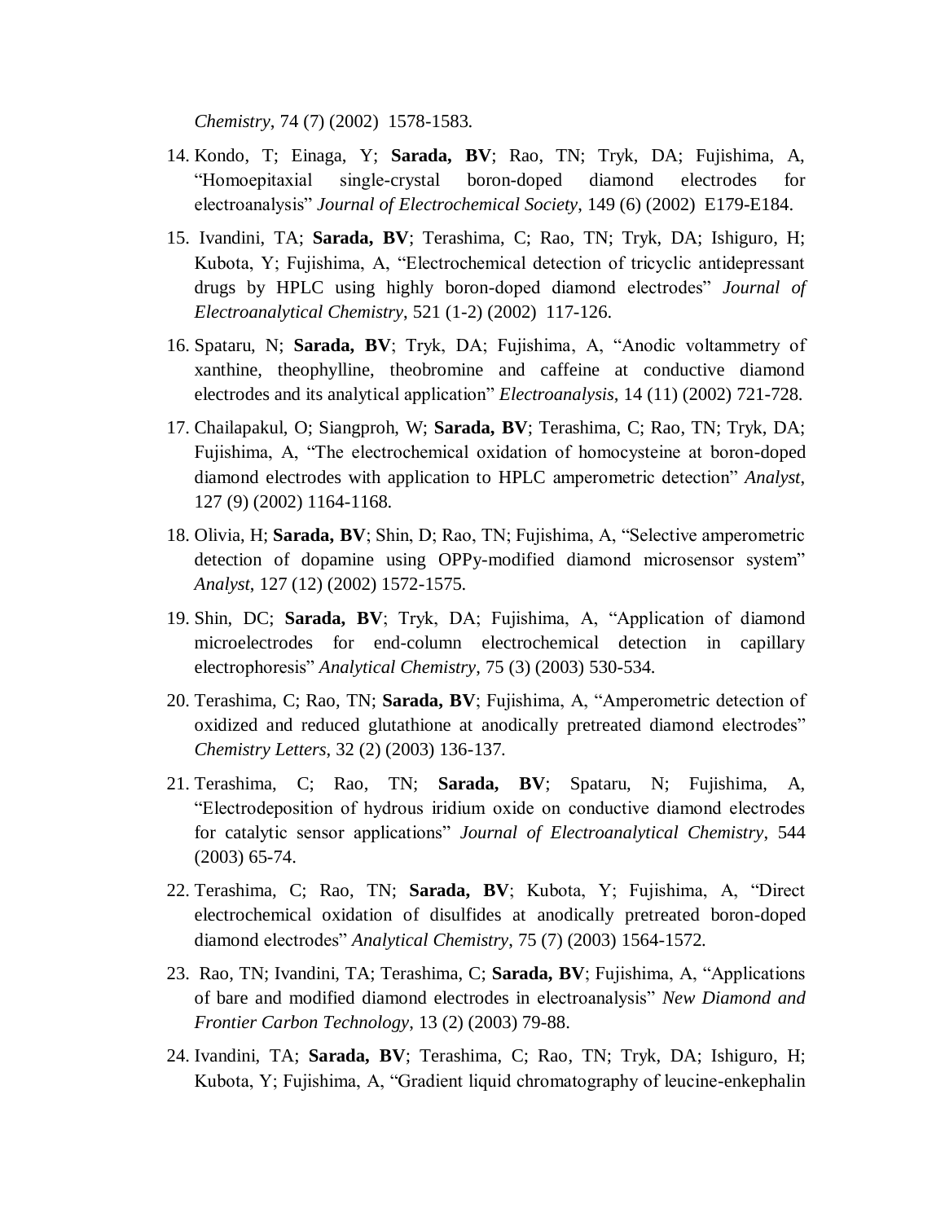*Chemistry*, 74 (7) (2002) 1578-1583.

14. Kondo, T; Einaga, Y; **Sarada, BV**; Rao, TN; Tryk, DA; Fujishima, A, “Homoepitaxial single-crystal boron-doped diamond electrodes for electroanalysis” *Journal of Electrochemical Society*, 149 (6) (2002) E179-E184.

15. Ivandini, TA; **Sarada, BV**; Terashima, C; Rao, TN; Tryk, DA; Ishiguro, H; Kubota, Y; Fujishima, A, “Electrochemical detection of tricyclic antidepressant drugs by HPLC using highly boron-doped diamond electrodes” *Journal of Electroanalytical Chemistry*, 521 (1-2) (2002) 117-126.

16. Spataru, N; **Sarada, BV**; Tryk, DA; Fujishima, A, “Anodic voltammetry of xanthine, theophylline, theobromine and caffeine at conductive diamond electrodes and its analytical application” *Electroanalysis*, 14 (11) (2002) 721-728.

17. Chailapakul, O; Siangproh, W; **Sarada, BV**; Terashima, C; Rao, TN; Tryk, DA; Fujishima, A, “The electrochemical oxidation of homocysteine at boron-doped diamond electrodes with application to HPLC amperometric detection” *Analyst*, 127 (9) (2002) 1164-1168.

18. Olivia, H; **Sarada, BV**; Shin, D; Rao, TN; Fujishima, A, “Selective amperometric detection of dopamine using OPPy-modified diamond microsensor system” *Analyst*, 127 (12) (2002) 1572-1575.

19. Shin, DC; **Sarada, BV**; Tryk, DA; Fujishima, A, “Application of diamond microelectrodes for end-column electrochemical detection in capillary electrophoresis” *Analytical Chemistry*, 75 (3) (2003) 530-534.

20. Terashima, C; Rao, TN; **Sarada, BV**; Fujishima, A, “Amperometric detection of oxidized and reduced glutathione at anodically pretreated diamond electrodes” *Chemistry Letters*, 32 (2) (2003) 136-137.

21. Terashima, C; Rao, TN; **Sarada, BV**; Spataru, N; Fujishima, A, “Electrodeposition of hydrous iridium oxide on conductive diamond electrodes for catalytic sensor applications” *Journal of Electroanalytical Chemistry*, 544 (2003) 65-74.

22. Terashima, C; Rao, TN; **Sarada, BV**; Kubota, Y; Fujishima, A, “Direct electrochemical oxidation of disulfides at anodically pretreated boron-doped diamond electrodes” *Analytical Chemistry*, 75 (7) (2003) 1564-1572.

23. Rao, TN; Ivandini, TA; Terashima, C; **Sarada, BV**; Fujishima, A, “Applications of bare and modified diamond electrodes in electroanalysis” *New Diamond and Frontier Carbon Technology*, 13 (2) (2003) 79-88.

24. Ivandini, TA; **Sarada, BV**; Terashima, C; Rao, TN; Tryk, DA; Ishiguro, H; Kubota, Y; Fujishima, A, “Gradient liquid chromatography of leucine-enkephalin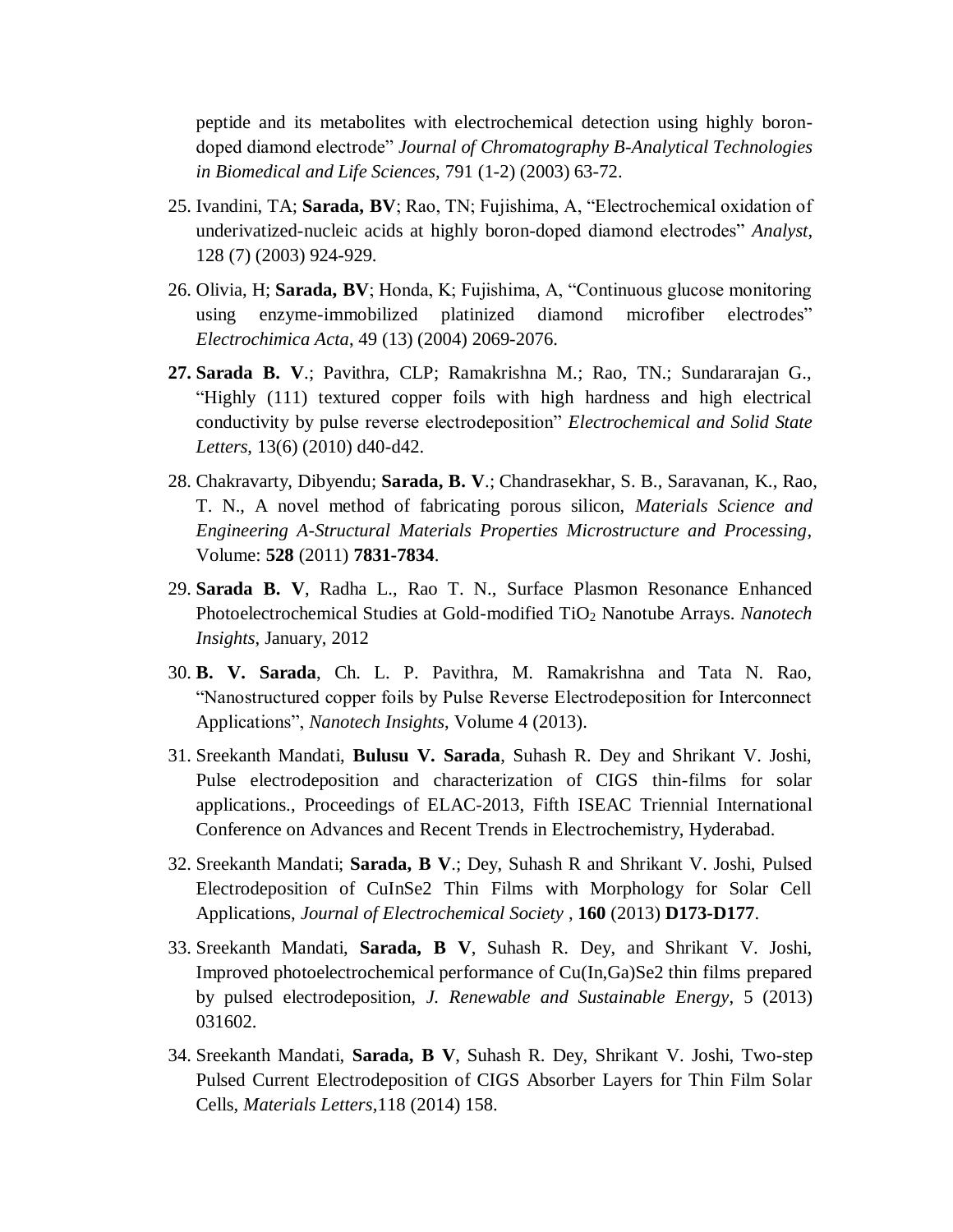peptide and its metabolites with electrochemical detection using highly boron-doped diamond electrode" *Journal of Chromatography B-Analytical Technologies in Biomedical and Life Sciences*, 791 (1-2) (2003) 63-72.

25. Ivandini, TA; **Sarada, BV**; Rao, TN; Fujishima, A, "Electrochemical oxidation of underivatized-nucleic acids at highly boron-doped diamond electrodes" *Analyst*, 128 (7) (2003) 924-929.

26. Olivia, H; **Sarada, BV**; Honda, K; Fujishima, A, "Continuous glucose monitoring using enzyme-immobilized platinized diamond microfiber electrodes" *Electrochimica Acta*, 49 (13) (2004) 2069-2076.

27. **Sarada B. V**.; Pavithra, CLP; Ramakrishna M.; Rao, TN.; Sundararajan G., "Highly (111) textured copper foils with high hardness and high electrical conductivity by pulse reverse electrodeposition" *Electrochemical and Solid State Letters*, 13(6) (2010) d40-d42.

28. Chakravarty, Dibyendu; **Sarada, B. V**.; Chandrasekhar, S. B., Saravanan, K., Rao, T. N., A novel method of fabricating porous silicon, *Materials Science and Engineering A-Structural Materials Properties Microstructure and Processing*, Volume: **528** (2011) **7831-7834**.

29. **Sarada B. V**, Radha L., Rao T. N., Surface Plasmon Resonance Enhanced Photoelectrochemical Studies at Gold-modified $TiO_2$ Nanotube Arrays. *Nanotech Insights*, January, 2012

30. **B. V. Sarada**, Ch. L. P. Pavithra, M. Ramakrishna and Tata N. Rao, "Nanostructured copper foils by Pulse Reverse Electrodeposition for Interconnect Applications", *Nanotech Insights*, Volume 4 (2013).

31. Sreekanth Mandati, **Bulusu V. Sarada**, Suhash R. Dey and Shrikant V. Joshi, Pulse electrodeposition and characterization of CIGS thin-films for solar applications., Proceedings of ELAC-2013, Fifth ISEAC Triennial International Conference on Advances and Recent Trends in Electrochemistry, Hyderabad.

32. Sreekanth Mandati; **Sarada, B V**.; Dey, Suhash R and Shrikant V. Joshi, Pulsed Electrodeposition of CuInSe2 Thin Films with Morphology for Solar Cell Applications, *Journal of Electrochemical Society* , **160** (2013) **D173-D177**.

33. Sreekanth Mandati, **Sarada, B V**, Suhash R. Dey, and Shrikant V. Joshi, Improved photoelectrochemical performance of Cu(In,Ga)Se2 thin films prepared by pulsed electrodeposition, *J. Renewable and Sustainable Energy*, 5 (2013) 031602.

34. Sreekanth Mandati, **Sarada, B V**, Suhash R. Dey, Shrikant V. Joshi, Two-step Pulsed Current Electrodeposition of CIGS Absorber Layers for Thin Film Solar Cells, *Materials Letters*,118 (2014) 158.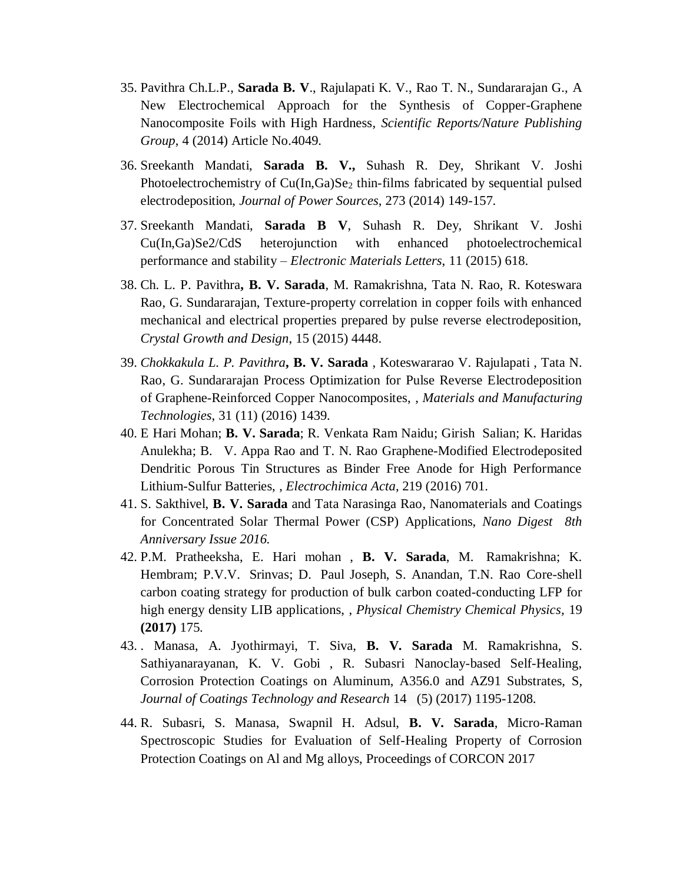35. Pavithra Ch.L.P., **Sarada B. V**., Rajulapati K. V., Rao T. N., Sundararajan G., A New Electrochemical Approach for the Synthesis of Copper-Graphene Nanocomposite Foils with High Hardness, *Scientific Reports/Nature Publishing Group*, 4 (2014) Article No.4049.

36. Sreekanth Mandati, **Sarada B. V.,** Suhash R. Dey, Shrikant V. Joshi Photoelectrochemistry of $Cu(In,Ga)Se_2$ thin-films fabricated by sequential pulsed electrodeposition, *Journal of Power Sources*, 273 (2014) 149-157.

37. Sreekanth Mandati, **Sarada B V**, Suhash R. Dey, Shrikant V. Joshi Cu(In,Ga)Se2/CdS heterojunction with enhanced photoelectrochemical performance and stability – *Electronic Materials Letters*, 11 (2015) 618.

38. Ch. L. P. Pavithra**, B. V. Sarada**, M. Ramakrishna, Tata N. Rao, R. Koteswara Rao, G. Sundararajan, Texture-property correlation in copper foils with enhanced mechanical and electrical properties prepared by pulse reverse electrodeposition, *Crystal Growth and Design*, 15 (2015) 4448.

39. *Chokkakula L. P. Pavithra***, B. V. Sarada** , Koteswararao V. Rajulapati , Tata N. Rao, G. Sundararajan Process Optimization for Pulse Reverse Electrodeposition of Graphene-Reinforced Copper Nanocomposites, , *Materials and Manufacturing Technologies*, 31 (11) (2016) 1439.

40. E Hari Mohan; **B. V. Sarada**; R. Venkata Ram Naidu; Girish Salian; K. Haridas Anulekha; B. V. Appa Rao and T. N. Rao Graphene-Modified Electrodeposited Dendritic Porous Tin Structures as Binder Free Anode for High Performance Lithium-Sulfur Batteries, , *Electrochimica Acta*, 219 (2016) 701.

41. S. Sakthivel, **B. V. Sarada** and Tata Narasinga Rao, Nanomaterials and Coatings for Concentrated Solar Thermal Power (CSP) Applications, *Nano Digest 8th Anniversary Issue 2016.*

42. P.M. Pratheeksha, E. Hari mohan , **B. V. Sarada**, M. Ramakrishna; K. Hembram; P.V.V. Srinvas; D. Paul Joseph, S. Anandan, T.N. Rao Core-shell carbon coating strategy for production of bulk carbon coated-conducting LFP for high energy density LIB applications, , *Physical Chemistry Chemical Physics*, 19 **(2017)** 175.

43. . Manasa, A. Jyothirmayi, T. Siva, **B. V. Sarada** M. Ramakrishna, S. Sathiyanarayanan, K. V. Gobi , R. Subasri Nanoclay-based Self-Healing, Corrosion Protection Coatings on Aluminum, A356.0 and AZ91 Substrates, S, *Journal of Coatings Technology and Research* 14 (5) (2017) 1195-1208.

44. R. Subasri, S. Manasa, Swapnil H. Adsul, **B. V. Sarada**, Micro-Raman Spectroscopic Studies for Evaluation of Self-Healing Property of Corrosion Protection Coatings on Al and Mg alloys, Proceedings of CORCON 2017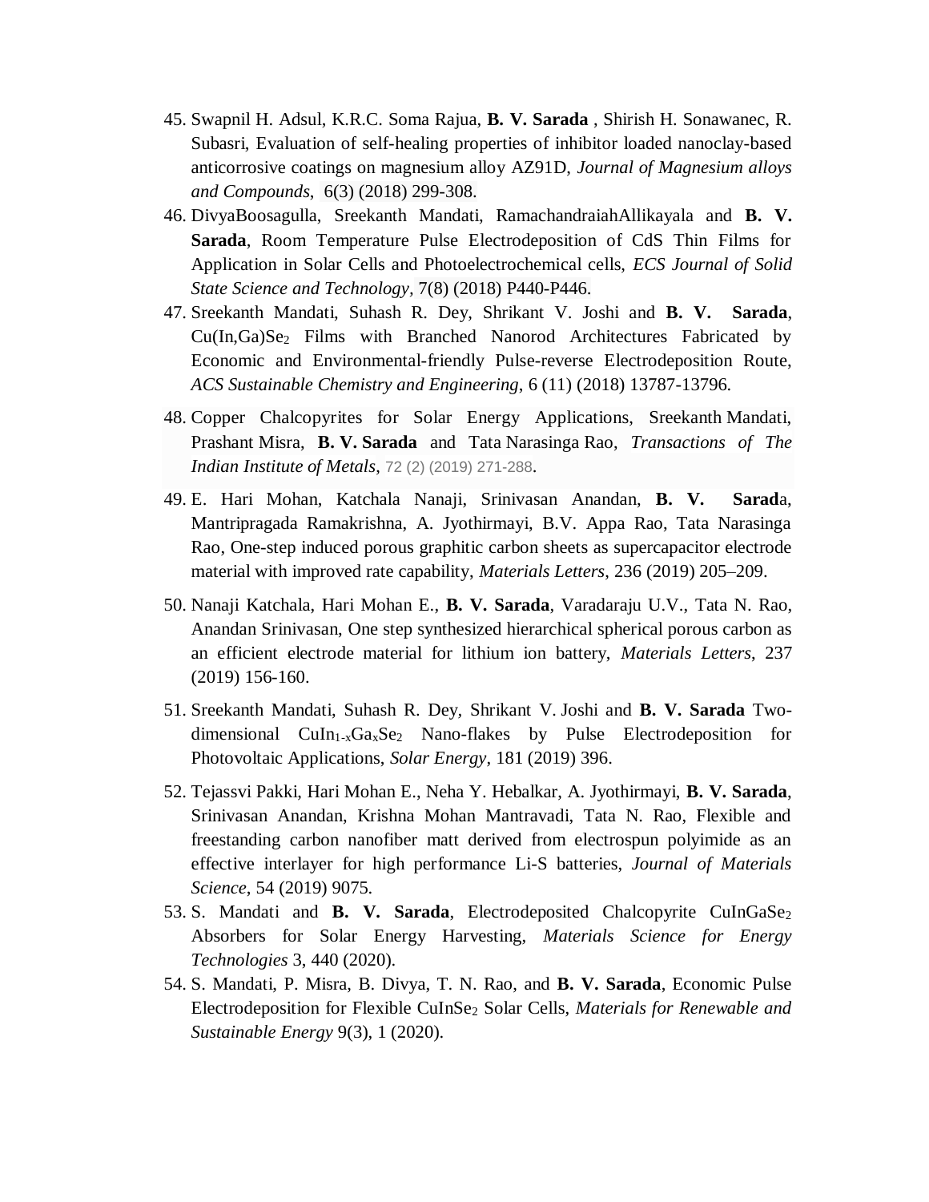45. Swapnil H. Adsul, K.R.C. Soma Rajua, **B. V. Sarada** , Shirish H. Sonawanec, R. Subasri, Evaluation of self-healing properties of inhibitor loaded nanoclay-based anticorrosive coatings on magnesium alloy AZ91D, *Journal of Magnesium alloys and Compounds*, 6(3) (2018) 299-308.
46. DivyaBoosagulla, Sreekanth Mandati, RamachandraiahAllikayala and **B. V. Sarada**, Room Temperature Pulse Electrodeposition of CdS Thin Films for Application in Solar Cells and Photoelectrochemical cells, *ECS Journal of Solid State Science and Technology*, 7(8) (2018) P440-P446.
47. Sreekanth Mandati, Suhash R. Dey, Shrikant V. Joshi and **B. V. Sarada**, $Cu(In,Ga)Se_2$ Films with Branched Nanorod Architectures Fabricated by Economic and Environmental-friendly Pulse-reverse Electrodeposition Route, *ACS Sustainable Chemistry and Engineering*, 6 (11) (2018) 13787-13796.
48. Copper Chalcopyrites for Solar Energy Applications, Sreekanth Mandati, Prashant Misra, **B. V. Sarada** and Tata Narasinga Rao, *Transactions of The Indian Institute of Metals*, 72 (2) (2019) 271-288.
49. E. Hari Mohan, Katchala Nanaji, Srinivasan Anandan, **B. V. Sarad**a, Mantripragada Ramakrishna, A. Jyothirmayi, B.V. Appa Rao, Tata Narasinga Rao, One-step induced porous graphitic carbon sheets as supercapacitor electrode material with improved rate capability, *Materials Letters*, 236 (2019) 205–209.
50. Nanaji Katchala, Hari Mohan E., **B. V. Sarada**, Varadaraju U.V., Tata N. Rao, Anandan Srinivasan, One step synthesized hierarchical spherical porous carbon as an efficient electrode material for lithium ion battery, *Materials Letters*, 237 (2019) 156-160.
51. Sreekanth Mandati, Suhash R. Dey, Shrikant V. Joshi and **B. V. Sarada** Two-dimensional $CuIn_{1-x}Ga_xSe_2$ Nano-flakes by Pulse Electrodeposition for Photovoltaic Applications, *Solar Energy*, 181 (2019) 396.
52. Tejassvi Pakki, Hari Mohan E., Neha Y. Hebalkar, A. Jyothirmayi, **B. V. Sarada**, Srinivasan Anandan, Krishna Mohan Mantravadi, Tata N. Rao, Flexible and freestanding carbon nanofiber matt derived from electrospun polyimide as an effective interlayer for high performance Li-S batteries, *Journal of Materials Science*, 54 (2019) 9075.
53. S. Mandati and **B. V. Sarada**, Electrodeposited Chalcopyrite $CuInGaSe_2$ Absorbers for Solar Energy Harvesting, *Materials Science for Energy Technologies* 3, 440 (2020).
54. S. Mandati, P. Misra, B. Divya, T. N. Rao, and **B. V. Sarada**, Economic Pulse Electrodeposition for Flexible $CuInSe_2$ Solar Cells, *Materials for Renewable and Sustainable Energy* 9(3), 1 (2020).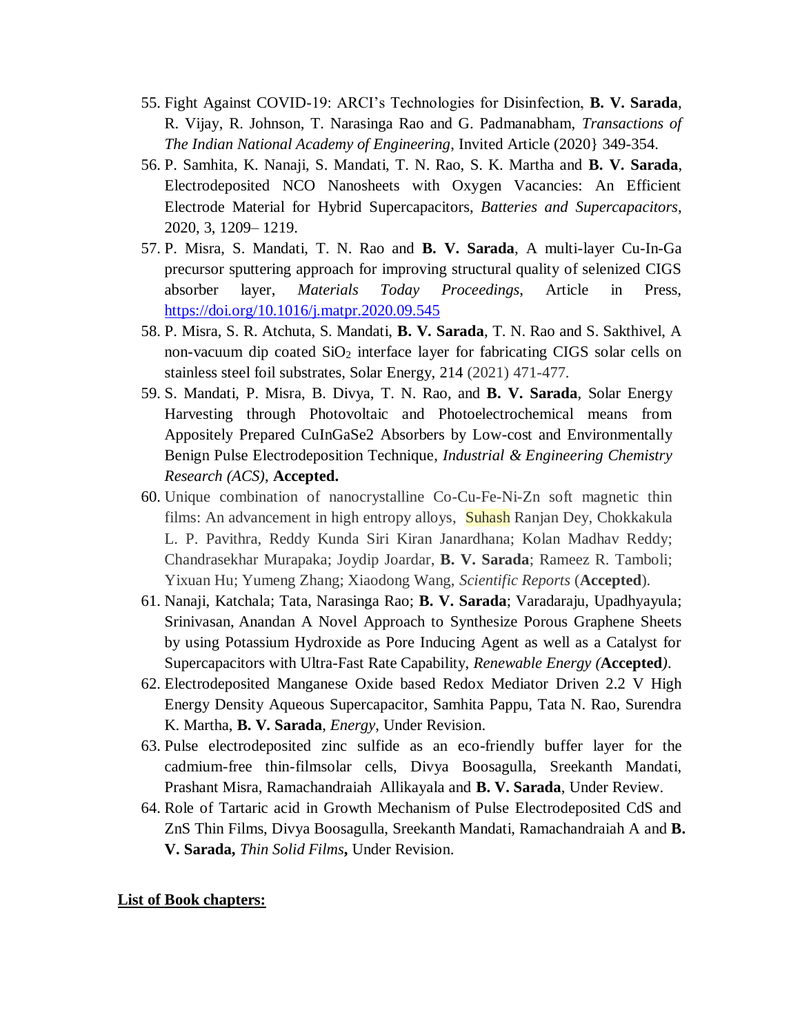55. Fight Against COVID-19: ARCI's Technologies for Disinfection, **B. V. Sarada**, R. Vijay, R. Johnson, T. Narasinga Rao and G. Padmanabham, *Transactions of The Indian National Academy of Engineering*, Invited Article (2020} 349-354.
56. P. Samhita, K. Nanaji, S. Mandati, T. N. Rao, S. K. Martha and **B. V. Sarada**, Electrodeposited NCO Nanosheets with Oxygen Vacancies: An Efficient Electrode Material for Hybrid Supercapacitors, *Batteries and Supercapacitors*, 2020, 3, 1209– 1219.
57. P. Misra, S. Mandati, T. N. Rao and **B. V. Sarada**, A multi-layer Cu-In-Ga precursor sputtering approach for improving structural quality of selenized CIGS absorber layer, *Materials Today Proceedings*, Article in Press, https://doi.org/10.1016/j.matpr.2020.09.545
58. P. Misra, S. R. Atchuta, S. Mandati, **B. V. Sarada**, T. N. Rao and S. Sakthivel, A non-vacuum dip coated $SiO_2$ interface layer for fabricating CIGS solar cells on stainless steel foil substrates, Solar Energy, 214 (2021) 471-477.
59. S. Mandati, P. Misra, B. Divya, T. N. Rao, and **B. V. Sarada**, Solar Energy Harvesting through Photovoltaic and Photoelectrochemical means from Appositely Prepared CuInGaSe2 Absorbers by Low-cost and Environmentally Benign Pulse Electrodeposition Technique, *Industrial & Engineering Chemistry Research (ACS)*, **Accepted.**
60. Unique combination of nanocrystalline Co-Cu-Fe-Ni-Zn soft magnetic thin films: An advancement in high entropy alloys, Suhash Ranjan Dey, Chokkakula L. P. Pavithra, Reddy Kunda Siri Kiran Janardhana; Kolan Madhav Reddy; Chandrasekhar Murapaka; Joydip Joardar, **B. V. Sarada**; Rameez R. Tamboli; Yixuan Hu; Yumeng Zhang; Xiaodong Wang, *Scientific Reports* (**Accepted**).
61. Nanaji, Katchala; Tata, Narasinga Rao; **B. V. Sarada**; Varadaraju, Upadhyayula; Srinivasan, Anandan A Novel Approach to Synthesize Porous Graphene Sheets by using Potassium Hydroxide as Pore Inducing Agent as well as a Catalyst for Supercapacitors with Ultra-Fast Rate Capability, *Renewable Energy (***Accepted***)*.
62. Electrodeposited Manganese Oxide based Redox Mediator Driven 2.2 V High Energy Density Aqueous Supercapacitor, Samhita Pappu, Tata N. Rao, Surendra K. Martha, **B. V. Sarada**, *Energy*, Under Revision.
63. Pulse electrodeposited zinc sulfide as an eco-friendly buffer layer for the cadmium-free thin-filmsolar cells, Divya Boosagulla, Sreekanth Mandati, Prashant Misra, Ramachandraiah Allikayala and **B. V. Sarada**, Under Review.
64. Role of Tartaric acid in Growth Mechanism of Pulse Electrodeposited CdS and ZnS Thin Films, Divya Boosagulla, Sreekanth Mandati, Ramachandraiah A and **B. V. Sarada,** *Thin Solid Films***,** Under Revision.

**List of Book chapters:**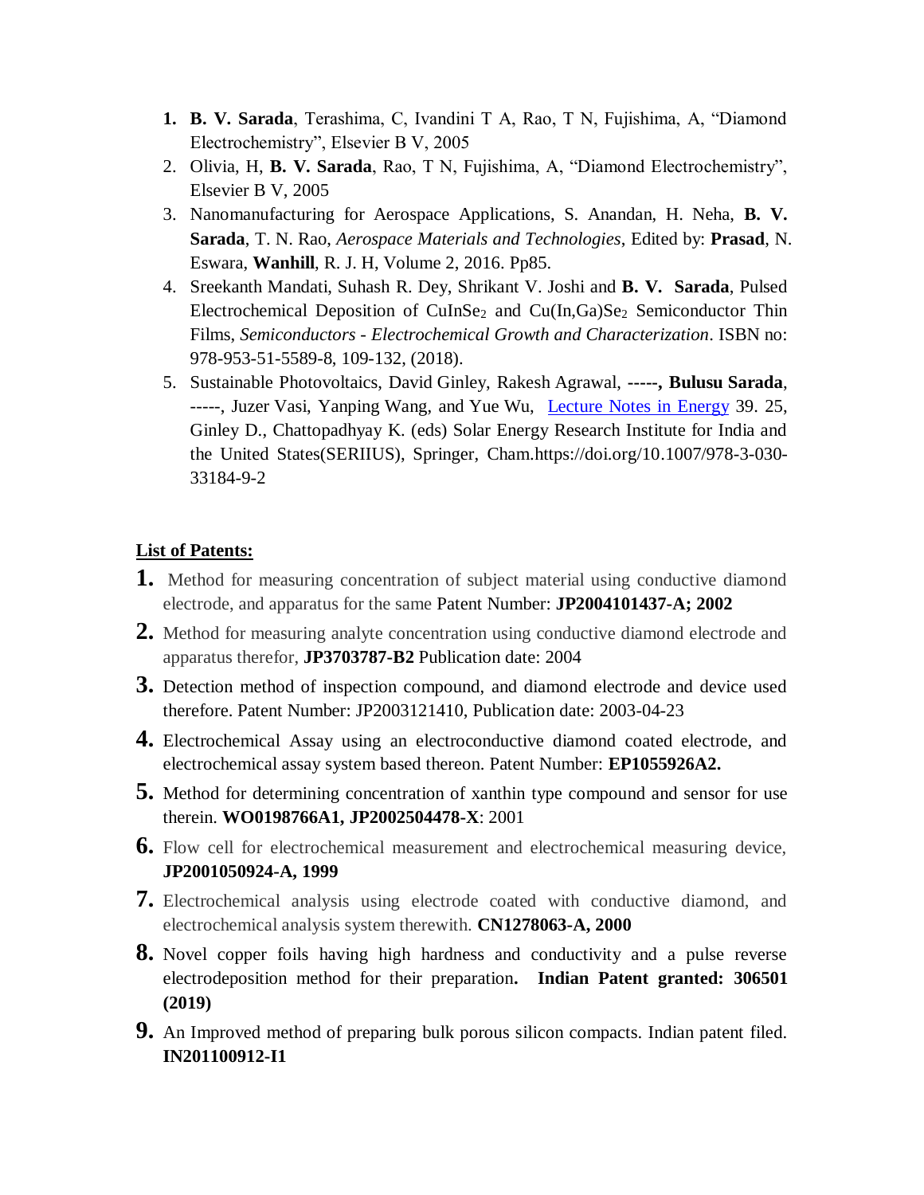1. **B. V. Sarada**, Terashima, C, Ivandini T A, Rao, T N, Fujishima, A, "Diamond Electrochemistry", Elsevier B V, 2005
2. Olivia, H, **B. V. Sarada**, Rao, T N, Fujishima, A, "Diamond Electrochemistry", Elsevier B V, 2005
3. Nanomanufacturing for Aerospace Applications, S. Anandan, H. Neha, **B. V. Sarada**, T. N. Rao, *Aerospace Materials and Technologies*, Edited by: **Prasad**, N. Eswara, **Wanhill**, R. J. H, Volume 2, 2016. Pp85.
4. Sreekanth Mandati, Suhash R. Dey, Shrikant V. Joshi and **B. V. Sarada**, Pulsed Electrochemical Deposition of $CuInSe_2$ and $Cu(In,Ga)Se_2$ Semiconductor Thin Films, *Semiconductors - Electrochemical Growth and Characterization*. ISBN no: 978-953-51-5589-8, 109-132, (2018).
5. Sustainable Photovoltaics, David Ginley, Rakesh Agrawal, **-----, Bulusu Sarada**, -----, Juzer Vasi, Yanping Wang, and Yue Wu, Lecture Notes in Energy 39. 25, Ginley D., Chattopadhyay K. (eds) Solar Energy Research Institute for India and the United States(SERIIUS), Springer, Cham.https://doi.org/10.1007/978-3-030-33184-9-2

## List of Patents:

1. Method for measuring concentration of subject material using conductive diamond electrode, and apparatus for the same Patent Number: **JP2004101437-A; 2002**
2. Method for measuring analyte concentration using conductive diamond electrode and apparatus therefor, **JP3703787-B2** Publication date: 2004
3. Detection method of inspection compound, and diamond electrode and device used therefore. Patent Number: JP2003121410, Publication date: 2003-04-23
4. Electrochemical Assay using an electroconductive diamond coated electrode, and electrochemical assay system based thereon. Patent Number: **EP1055926A2.**
5. Method for determining concentration of xanthin type compound and sensor for use therein. **WO0198766A1, JP2002504478-X**: 2001
6. Flow cell for electrochemical measurement and electrochemical measuring device, **JP2001050924-A, 1999**
7. Electrochemical analysis using electrode coated with conductive diamond, and electrochemical analysis system therewith. **CN1278063-A, 2000**
8. Novel copper foils having high hardness and conductivity and a pulse reverse electrodeposition method for their preparation**. Indian Patent granted: 306501 (2019)**
9. An Improved method of preparing bulk porous silicon compacts. Indian patent filed. **IN201100912-I1**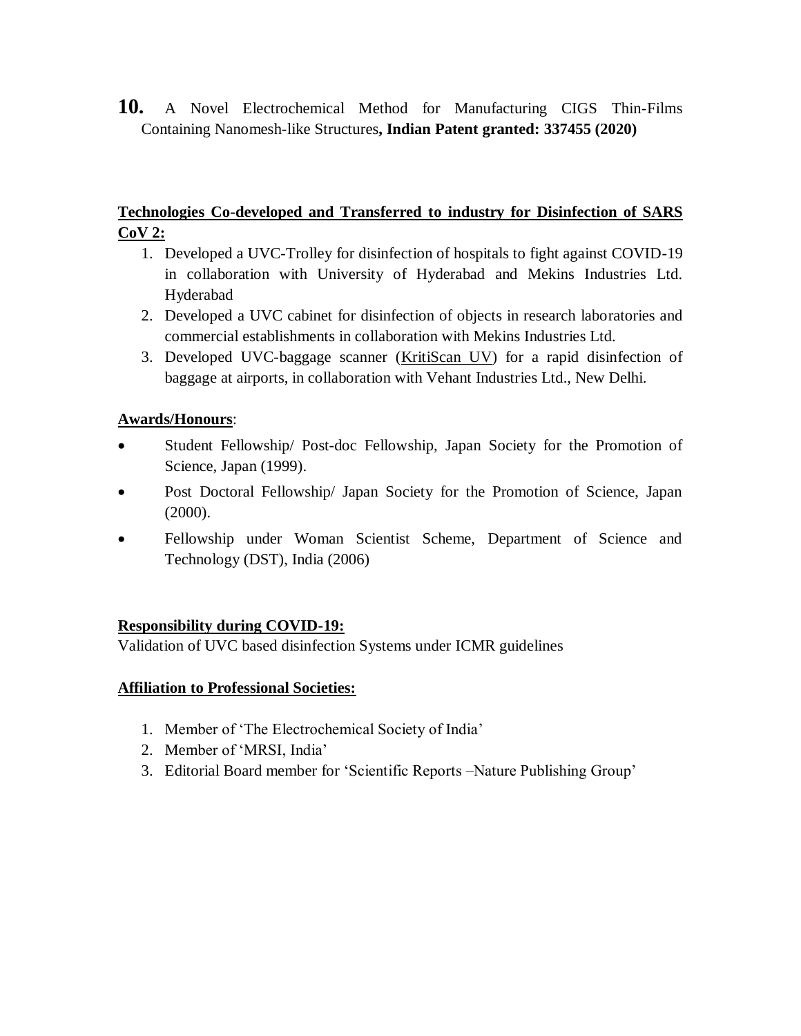**10.** A Novel Electrochemical Method for Manufacturing CIGS Thin-Films Containing Nanomesh-like Structures**, Indian Patent granted: 337455 (2020)**

**Technologies Co-developed and Transferred to industry for Disinfection of SARS CoV 2:**

1. Developed a UVC-Trolley for disinfection of hospitals to fight against COVID-19 in collaboration with University of Hyderabad and Mekins Industries Ltd. Hyderabad
2. Developed a UVC cabinet for disinfection of objects in research laboratories and commercial establishments in collaboration with Mekins Industries Ltd.
3. Developed UVC-baggage scanner (KritiScan UV) for a rapid disinfection of baggage at airports, in collaboration with Vehant Industries Ltd., New Delhi.

**Awards/Honours**:

- Student Fellowship/ Post-doc Fellowship, Japan Society for the Promotion of Science, Japan (1999).
- Post Doctoral Fellowship/ Japan Society for the Promotion of Science, Japan (2000).
- Fellowship under Woman Scientist Scheme, Department of Science and Technology (DST), India (2006)

**Responsibility during COVID-19:**

Validation of UVC based disinfection Systems under ICMR guidelines

**Affiliation to Professional Societies:**

1. Member of 'The Electrochemical Society of India'
2. Member of 'MRSI, India'
3. Editorial Board member for 'Scientific Reports –Nature Publishing Group'